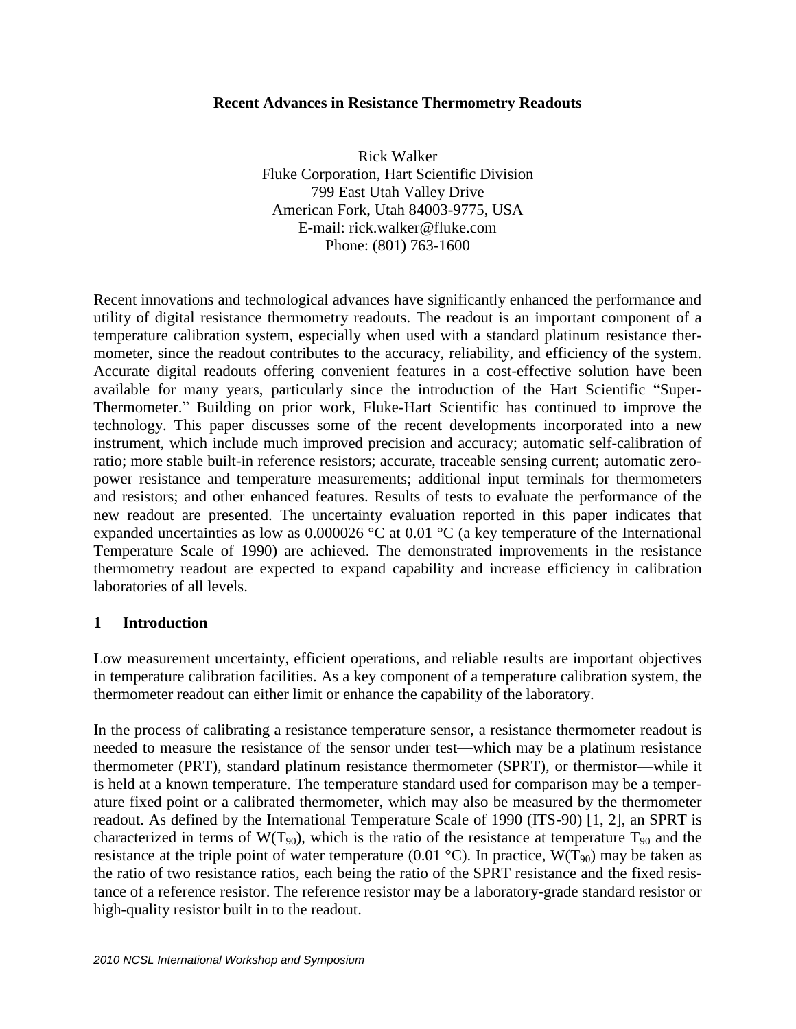# Recent Advances in Resistance Thermometry Readouts

Rick Walker
Fluke Corporation, Hart Scientific Division
799 East Utah Valley Drive
American Fork, Utah 84003-9775, USA
E-mail: rick.walker@fluke.com
Phone: (801) 763-1600

Recent innovations and technological advances have significantly enhanced the performance and utility of digital resistance thermometry readouts. The readout is an important component of a temperature calibration system, especially when used with a standard platinum resistance thermometer, since the readout contributes to the accuracy, reliability, and efficiency of the system. Accurate digital readouts offering convenient features in a cost-effective solution have been available for many years, particularly since the introduction of the Hart Scientific "Super-Thermometer." Building on prior work, Fluke-Hart Scientific has continued to improve the technology. This paper discusses some of the recent developments incorporated into a new instrument, which include much improved precision and accuracy; automatic self-calibration of ratio; more stable built-in reference resistors; accurate, traceable sensing current; automatic zero-power resistance and temperature measurements; additional input terminals for thermometers and resistors; and other enhanced features. Results of tests to evaluate the performance of the new readout are presented. The uncertainty evaluation reported in this paper indicates that expanded uncertainties as low as 0.000026 °C at 0.01 °C (a key temperature of the International Temperature Scale of 1990) are achieved. The demonstrated improvements in the resistance thermometry readout are expected to expand capability and increase efficiency in calibration laboratories of all levels.

## 1 Introduction

Low measurement uncertainty, efficient operations, and reliable results are important objectives in temperature calibration facilities. As a key component of a temperature calibration system, the thermometer readout can either limit or enhance the capability of the laboratory.

In the process of calibrating a resistance temperature sensor, a resistance thermometer readout is needed to measure the resistance of the sensor under test—which may be a platinum resistance thermometer (PRT), standard platinum resistance thermometer (SPRT), or thermistor—while it is held at a known temperature. The temperature standard used for comparison may be a temperature fixed point or a calibrated thermometer, which may also be measured by the thermometer readout. As defined by the International Temperature Scale of 1990 (ITS-90) [1, 2], an SPRT is characterized in terms of $W(T_{90})$, which is the ratio of the resistance at temperature $T_{90}$ and the resistance at the triple point of water temperature (0.01 °C). In practice, $W(T_{90})$ may be taken as the ratio of two resistance ratios, each being the ratio of the SPRT resistance and the fixed resistance of a reference resistor. The reference resistor may be a laboratory-grade standard resistor or high-quality resistor built in to the readout.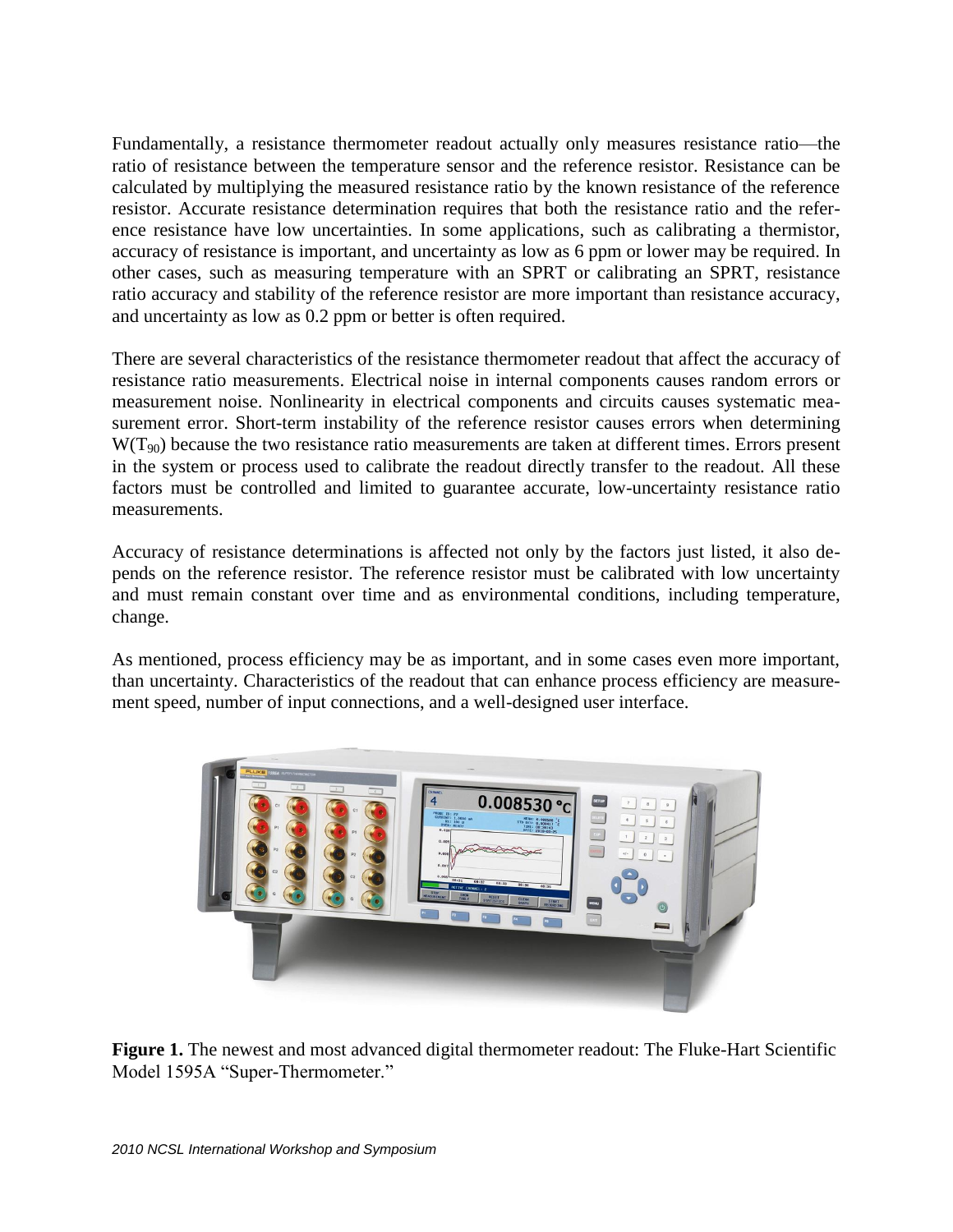Fundamentally, a resistance thermometer readout actually only measures resistance ratio—the ratio of resistance between the temperature sensor and the reference resistor. Resistance can be calculated by multiplying the measured resistance ratio by the known resistance of the reference resistor. Accurate resistance determination requires that both the resistance ratio and the reference resistance have low uncertainties. In some applications, such as calibrating a thermistor, accuracy of resistance is important, and uncertainty as low as 6 ppm or lower may be required. In other cases, such as measuring temperature with an SPRT or calibrating an SPRT, resistance ratio accuracy and stability of the reference resistor are more important than resistance accuracy, and uncertainty as low as 0.2 ppm or better is often required.

There are several characteristics of the resistance thermometer readout that affect the accuracy of resistance ratio measurements. Electrical noise in internal components causes random errors or measurement noise. Nonlinearity in electrical components and circuits causes systematic measurement error. Short-term instability of the reference resistor causes errors when determining $W(T_{90})$ because the two resistance ratio measurements are taken at different times. Errors present in the system or process used to calibrate the readout directly transfer to the readout. All these factors must be controlled and limited to guarantee accurate, low-uncertainty resistance ratio measurements.

Accuracy of resistance determinations is affected not only by the factors just listed, it also depends on the reference resistor. The reference resistor must be calibrated with low uncertainty and must remain constant over time and as environmental conditions, including temperature, change.

As mentioned, process efficiency may be as important, and in some cases even more important, than uncertainty. Characteristics of the readout that can enhance process efficiency are measurement speed, number of input connections, and a well-designed user interface.

**Figure 1.** The newest and most advanced digital thermometer readout: The Fluke-Hart Scientific Model 1595A "Super-Thermometer."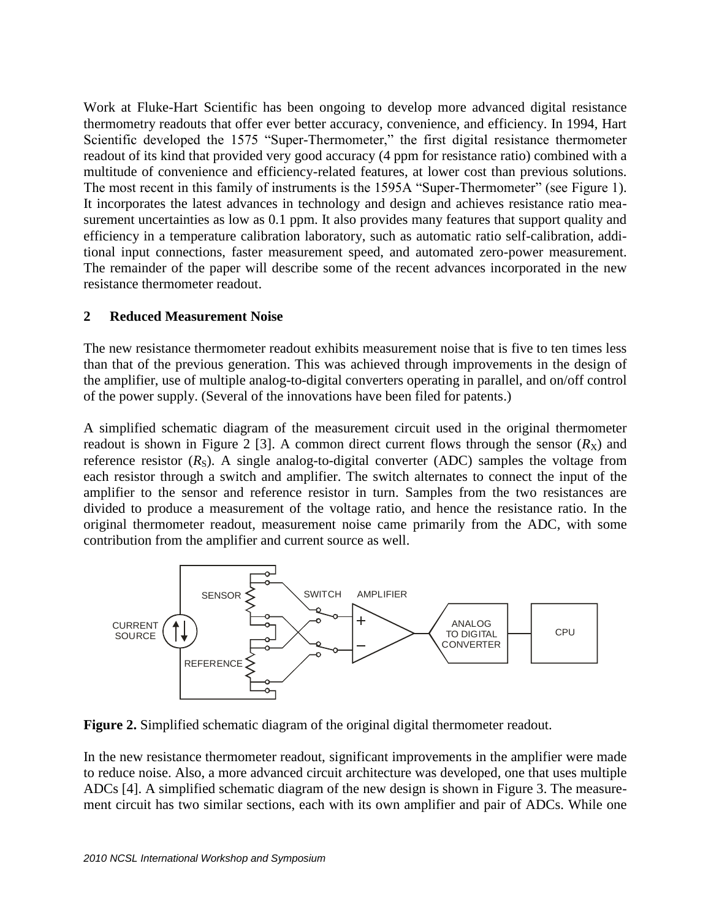Work at Fluke-Hart Scientific has been ongoing to develop more advanced digital resistance thermometry readouts that offer ever better accuracy, convenience, and efficiency. In 1994, Hart Scientific developed the 1575 "Super-Thermometer," the first digital resistance thermometer readout of its kind that provided very good accuracy (4 ppm for resistance ratio) combined with a multitude of convenience and efficiency-related features, at lower cost than previous solutions. The most recent in this family of instruments is the 1595A "Super-Thermometer" (see Figure 1). It incorporates the latest advances in technology and design and achieves resistance ratio measurement uncertainties as low as 0.1 ppm. It also provides many features that support quality and efficiency in a temperature calibration laboratory, such as automatic ratio self-calibration, additional input connections, faster measurement speed, and automated zero-power measurement. The remainder of the paper will describe some of the recent advances incorporated in the new resistance thermometer readout.

## 2 Reduced Measurement Noise

The new resistance thermometer readout exhibits measurement noise that is five to ten times less than that of the previous generation. This was achieved through improvements in the design of the amplifier, use of multiple analog-to-digital converters operating in parallel, and on/off control of the power supply. (Several of the innovations have been filed for patents.)

A simplified schematic diagram of the measurement circuit used in the original thermometer readout is shown in Figure 2 [3]. A common direct current flows through the sensor ($R_X$) and reference resistor ($R_S$). A single analog-to-digital converter (ADC) samples the voltage from each resistor through a switch and amplifier. The switch alternates to connect the input of the amplifier to the sensor and reference resistor in turn. Samples from the two resistances are divided to produce a measurement of the voltage ratio, and hence the resistance ratio. In the original thermometer readout, measurement noise came primarily from the ADC, with some contribution from the amplifier and current source as well.

**Figure 2.** Simplified schematic diagram of the original digital thermometer readout.

In the new resistance thermometer readout, significant improvements in the amplifier were made to reduce noise. Also, a more advanced circuit architecture was developed, one that uses multiple ADCs [4]. A simplified schematic diagram of the new design is shown in Figure 3. The measurement circuit has two similar sections, each with its own amplifier and pair of ADCs. While one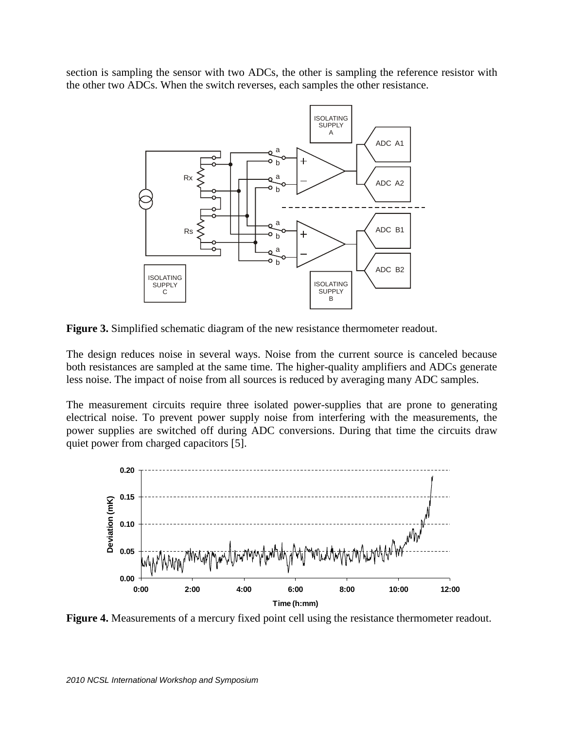section is sampling the sensor with two ADCs, the other is sampling the reference resistor with the other two ADCs. When the switch reverses, each samples the other resistance.

**Figure 3.** Simplified schematic diagram of the new resistance thermometer readout.

The design reduces noise in several ways. Noise from the current source is canceled because both resistances are sampled at the same time. The higher-quality amplifiers and ADCs generate less noise. The impact of noise from all sources is reduced by averaging many ADC samples.

The measurement circuits require three isolated power-supplies that are prone to generating electrical noise. To prevent power supply noise from interfering with the measurements, the power supplies are switched off during ADC conversions. During that time the circuits draw quiet power from charged capacitors [5].

**Figure 4.** Measurements of a mercury fixed point cell using the resistance thermometer readout.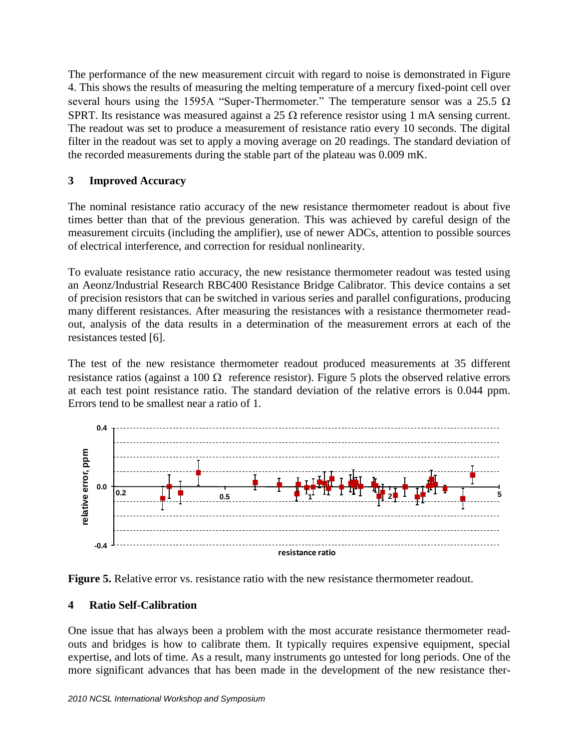The performance of the new measurement circuit with regard to noise is demonstrated in Figure 4. This shows the results of measuring the melting temperature of a mercury fixed-point cell over several hours using the 1595A "Super-Thermometer." The temperature sensor was a 25.5 Ω SPRT. Its resistance was measured against a 25 Ω reference resistor using 1 mA sensing current. The readout was set to produce a measurement of resistance ratio every 10 seconds. The digital filter in the readout was set to apply a moving average on 20 readings. The standard deviation of the recorded measurements during the stable part of the plateau was 0.009 mK.

## 3 Improved Accuracy

The nominal resistance ratio accuracy of the new resistance thermometer readout is about five times better than that of the previous generation. This was achieved by careful design of the measurement circuits (including the amplifier), use of newer ADCs, attention to possible sources of electrical interference, and correction for residual nonlinearity.

To evaluate resistance ratio accuracy, the new resistance thermometer readout was tested using an Aeonz/Industrial Research RBC400 Resistance Bridge Calibrator. This device contains a set of precision resistors that can be switched in various series and parallel configurations, producing many different resistances. After measuring the resistances with a resistance thermometer readout, analysis of the data results in a determination of the measurement errors at each of the resistances tested [6].

The test of the new resistance thermometer readout produced measurements at 35 different resistance ratios (against a 100 Ω reference resistor). Figure 5 plots the observed relative errors at each test point resistance ratio. The standard deviation of the relative errors is 0.044 ppm. Errors tend to be smallest near a ratio of 1.

**Figure 5.** Relative error vs. resistance ratio with the new resistance thermometer readout.

## 4 Ratio Self-Calibration

One issue that has always been a problem with the most accurate resistance thermometer readouts and bridges is how to calibrate them. It typically requires expensive equipment, special expertise, and lots of time. As a result, many instruments go untested for long periods. One of the more significant advances that has been made in the development of the new resistance ther-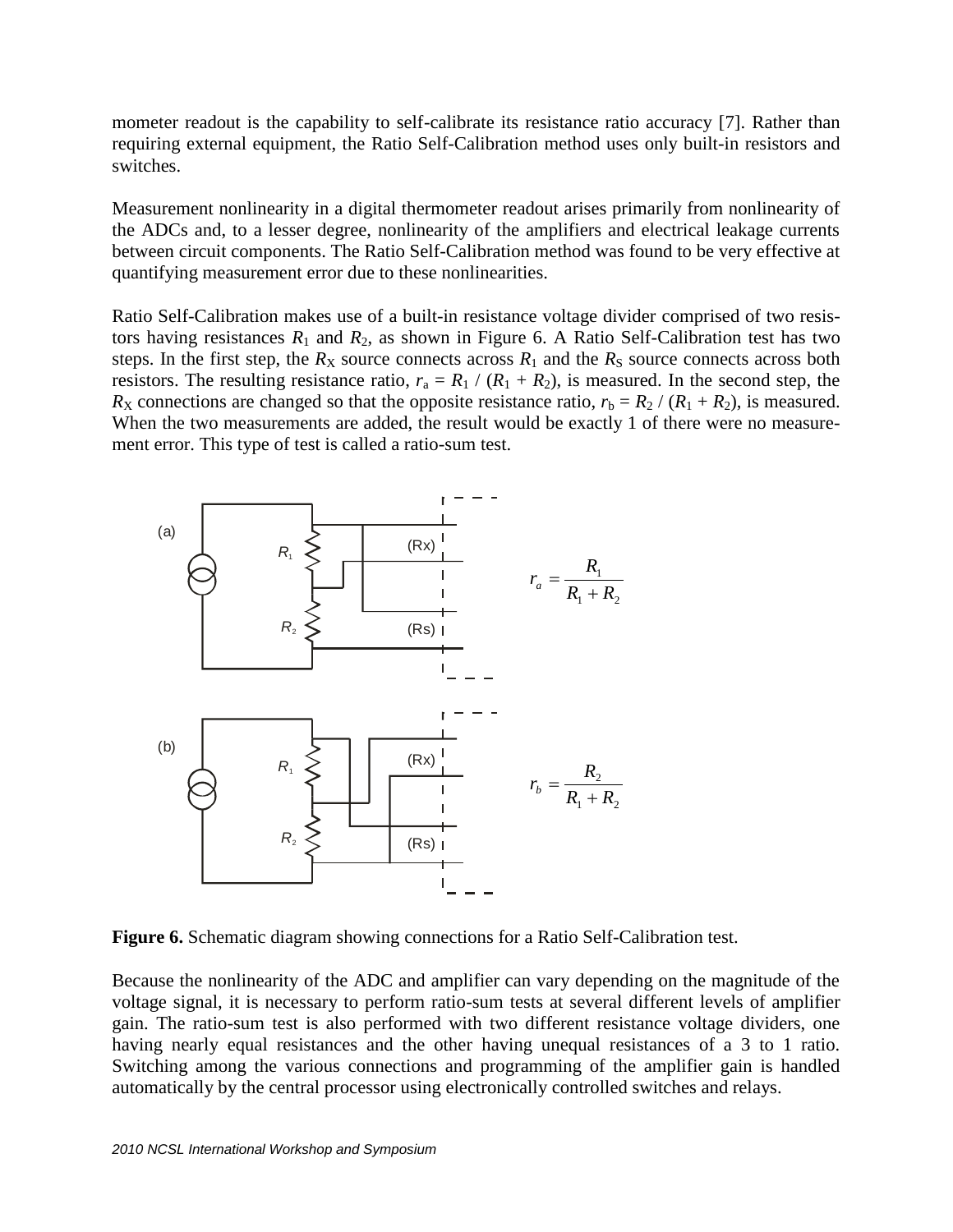mometer readout is the capability to self-calibrate its resistance ratio accuracy [7]. Rather than requiring external equipment, the Ratio Self-Calibration method uses only built-in resistors and switches.

Measurement nonlinearity in a digital thermometer readout arises primarily from nonlinearity of the ADCs and, to a lesser degree, nonlinearity of the amplifiers and electrical leakage currents between circuit components. The Ratio Self-Calibration method was found to be very effective at quantifying measurement error due to these nonlinearities.

Ratio Self-Calibration makes use of a built-in resistance voltage divider comprised of two resistors having resistances $R_1$ and $R_2$, as shown in Figure 6. A Ratio Self-Calibration test has two steps. In the first step, the $R_X$ source connects across $R_1$ and the $R_S$ source connects across both resistors. The resulting resistance ratio, $r_a = R_1 / (R_1 + R_2)$, is measured. In the second step, the $R_X$ connections are changed so that the opposite resistance ratio, $r_b = R_2 / (R_1 + R_2)$, is measured. When the two measurements are added, the result would be exactly 1 of there were no measurement error. This type of test is called a ratio-sum test.

(a)

$$r_a = \frac{R_1}{R_1 + R_2}$$

(b)

$$r_b = \frac{R_2}{R_1 + R_2}$$

**Figure 6.** Schematic diagram showing connections for a Ratio Self-Calibration test.

Because the nonlinearity of the ADC and amplifier can vary depending on the magnitude of the voltage signal, it is necessary to perform ratio-sum tests at several different levels of amplifier gain. The ratio-sum test is also performed with two different resistance voltage dividers, one having nearly equal resistances and the other having unequal resistances of a 3 to 1 ratio. Switching among the various connections and programming of the amplifier gain is handled automatically by the central processor using electronically controlled switches and relays.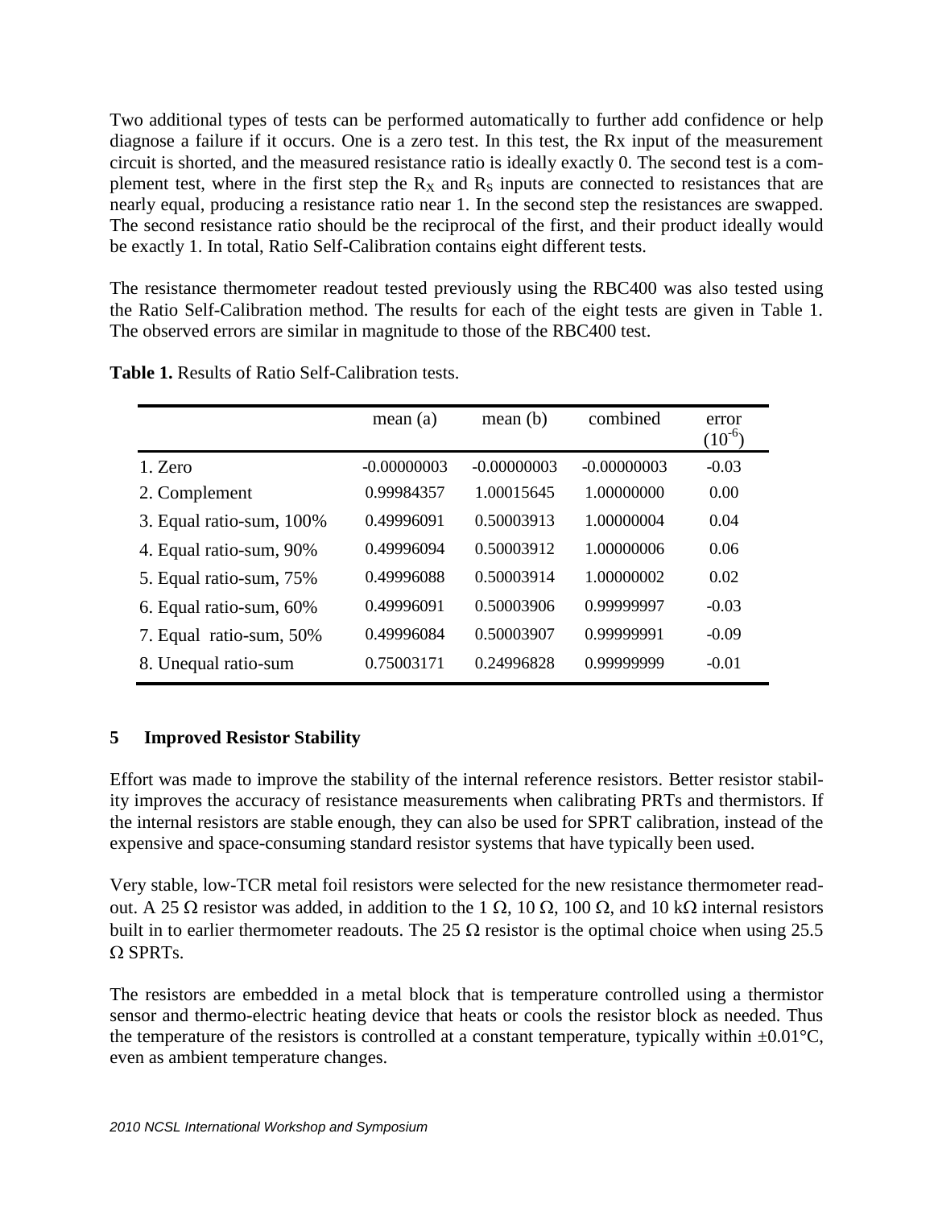Two additional types of tests can be performed automatically to further add confidence or help diagnose a failure if it occurs. One is a zero test. In this test, the Rx input of the measurement circuit is shorted, and the measured resistance ratio is ideally exactly 0. The second test is a complement test, where in the first step the $R_X$ and $R_S$ inputs are connected to resistances that are nearly equal, producing a resistance ratio near 1. In the second step the resistances are swapped. The second resistance ratio should be the reciprocal of the first, and their product ideally would be exactly 1. In total, Ratio Self-Calibration contains eight different tests.

The resistance thermometer readout tested previously using the RBC400 was also tested using the Ratio Self-Calibration method. The results for each of the eight tests are given in Table 1. The observed errors are similar in magnitude to those of the RBC400 test.

**Table 1.** Results of Ratio Self-Calibration tests.

| | mean (a) | mean (b) | combined | error ($10^{-6}$) |
|---|---|---|---|---|
| 1. Zero | -0.00000003 | -0.00000003 | -0.00000003 | -0.03 |
| 2. Complement | 0.99984357 | 1.00015645 | 1.00000000 | 0.00 |
| 3. Equal ratio-sum, 100% | 0.49996091 | 0.50003913 | 1.00000004 | 0.04 |
| 4. Equal ratio-sum, 90% | 0.49996094 | 0.50003912 | 1.00000006 | 0.06 |
| 5. Equal ratio-sum, 75% | 0.49996088 | 0.50003914 | 1.00000002 | 0.02 |
| 6. Equal ratio-sum, 60% | 0.49996091 | 0.50003906 | 0.99999997 | -0.03 |
| 7. Equal ratio-sum, 50% | 0.49996084 | 0.50003907 | 0.99999991 | -0.09 |
| 8. Unequal ratio-sum | 0.75003171 | 0.24996828 | 0.99999999 | -0.01 |

## 5 Improved Resistor Stability

Effort was made to improve the stability of the internal reference resistors. Better resistor stability improves the accuracy of resistance measurements when calibrating PRTs and thermistors. If the internal resistors are stable enough, they can also be used for SPRT calibration, instead of the expensive and space-consuming standard resistor systems that have typically been used.

Very stable, low-TCR metal foil resistors were selected for the new resistance thermometer readout. A 25 Ω resistor was added, in addition to the 1 Ω, 10 Ω, 100 Ω, and 10 kΩ internal resistors built in to earlier thermometer readouts. The 25 Ω resistor is the optimal choice when using 25.5 Ω SPRTs.

The resistors are embedded in a metal block that is temperature controlled using a thermistor sensor and thermo-electric heating device that heats or cools the resistor block as needed. Thus the temperature of the resistors is controlled at a constant temperature, typically within ±0.01°C, even as ambient temperature changes.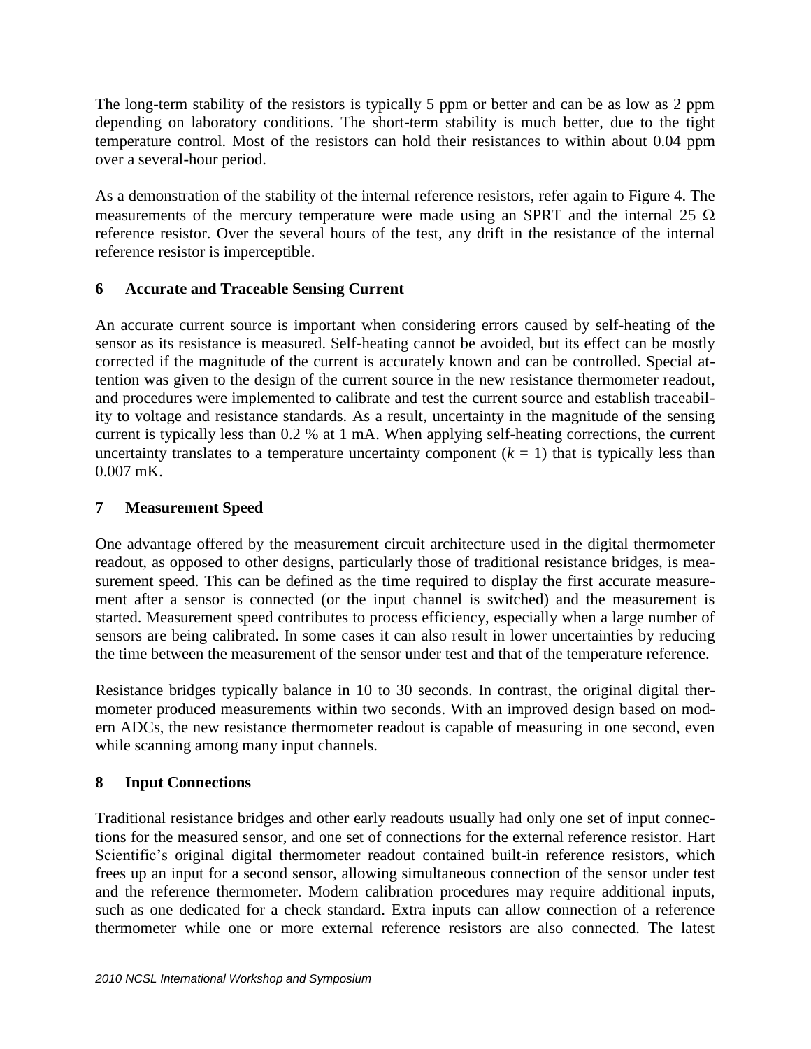The long-term stability of the resistors is typically 5 ppm or better and can be as low as 2 ppm depending on laboratory conditions. The short-term stability is much better, due to the tight temperature control. Most of the resistors can hold their resistances to within about 0.04 ppm over a several-hour period.

As a demonstration of the stability of the internal reference resistors, refer again to Figure 4. The measurements of the mercury temperature were made using an SPRT and the internal 25 Ω reference resistor. Over the several hours of the test, any drift in the resistance of the internal reference resistor is imperceptible.

## 6 Accurate and Traceable Sensing Current

An accurate current source is important when considering errors caused by self-heating of the sensor as its resistance is measured. Self-heating cannot be avoided, but its effect can be mostly corrected if the magnitude of the current is accurately known and can be controlled. Special attention was given to the design of the current source in the new resistance thermometer readout, and procedures were implemented to calibrate and test the current source and establish traceability to voltage and resistance standards. As a result, uncertainty in the magnitude of the sensing current is typically less than 0.2 % at 1 mA. When applying self-heating corrections, the current uncertainty translates to a temperature uncertainty component ($k = 1$) that is typically less than 0.007 mK.

## 7 Measurement Speed

One advantage offered by the measurement circuit architecture used in the digital thermometer readout, as opposed to other designs, particularly those of traditional resistance bridges, is measurement speed. This can be defined as the time required to display the first accurate measurement after a sensor is connected (or the input channel is switched) and the measurement is started. Measurement speed contributes to process efficiency, especially when a large number of sensors are being calibrated. In some cases it can also result in lower uncertainties by reducing the time between the measurement of the sensor under test and that of the temperature reference.

Resistance bridges typically balance in 10 to 30 seconds. In contrast, the original digital thermometer produced measurements within two seconds. With an improved design based on modern ADCs, the new resistance thermometer readout is capable of measuring in one second, even while scanning among many input channels.

## 8 Input Connections

Traditional resistance bridges and other early readouts usually had only one set of input connections for the measured sensor, and one set of connections for the external reference resistor. Hart Scientific's original digital thermometer readout contained built-in reference resistors, which frees up an input for a second sensor, allowing simultaneous connection of the sensor under test and the reference thermometer. Modern calibration procedures may require additional inputs, such as one dedicated for a check standard. Extra inputs can allow connection of a reference thermometer while one or more external reference resistors are also connected. The latest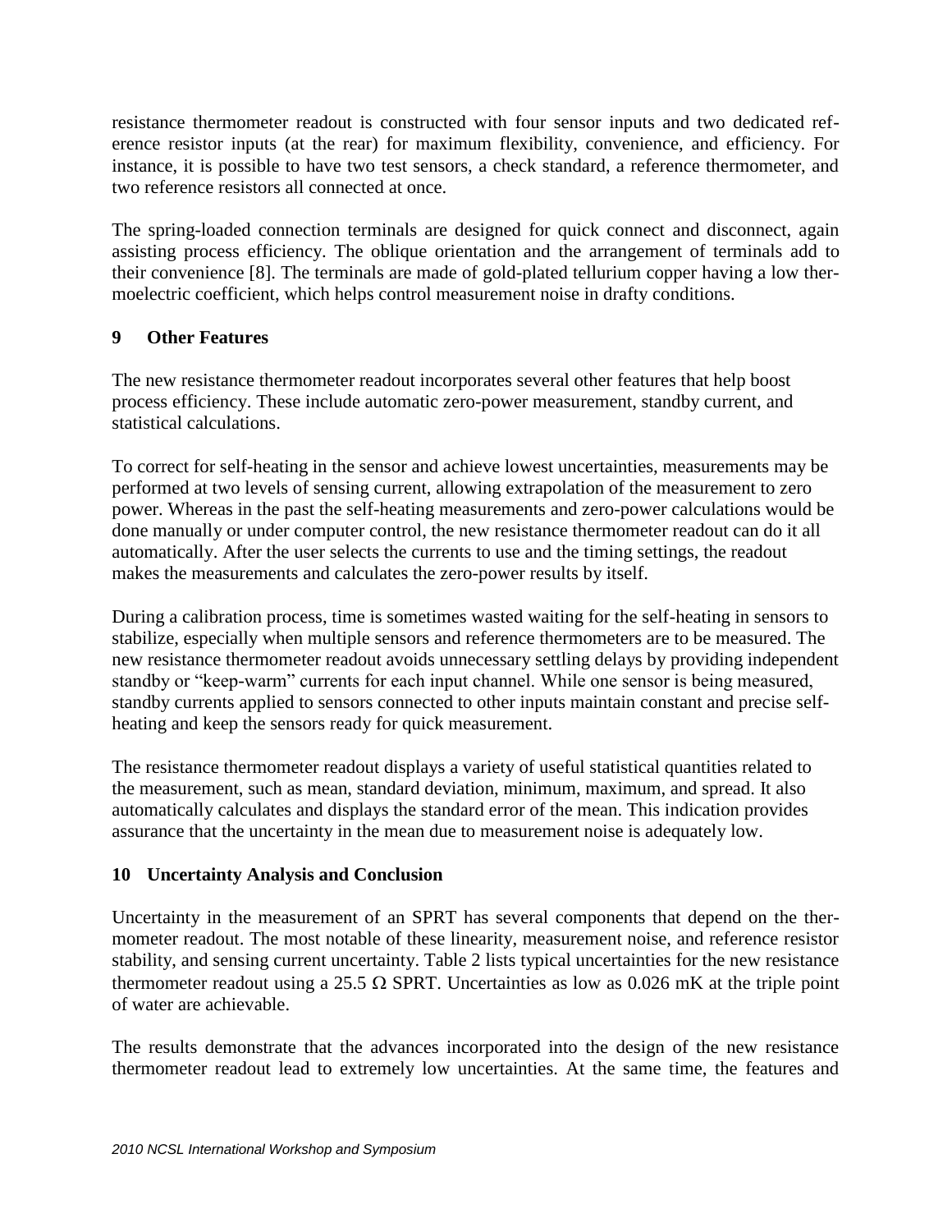resistance thermometer readout is constructed with four sensor inputs and two dedicated reference resistor inputs (at the rear) for maximum flexibility, convenience, and efficiency. For instance, it is possible to have two test sensors, a check standard, a reference thermometer, and two reference resistors all connected at once.

The spring-loaded connection terminals are designed for quick connect and disconnect, again assisting process efficiency. The oblique orientation and the arrangement of terminals add to their convenience [8]. The terminals are made of gold-plated tellurium copper having a low thermoelectric coefficient, which helps control measurement noise in drafty conditions.

## 9 Other Features

The new resistance thermometer readout incorporates several other features that help boost process efficiency. These include automatic zero-power measurement, standby current, and statistical calculations.

To correct for self-heating in the sensor and achieve lowest uncertainties, measurements may be performed at two levels of sensing current, allowing extrapolation of the measurement to zero power. Whereas in the past the self-heating measurements and zero-power calculations would be done manually or under computer control, the new resistance thermometer readout can do it all automatically. After the user selects the currents to use and the timing settings, the readout makes the measurements and calculates the zero-power results by itself.

During a calibration process, time is sometimes wasted waiting for the self-heating in sensors to stabilize, especially when multiple sensors and reference thermometers are to be measured. The new resistance thermometer readout avoids unnecessary settling delays by providing independent standby or "keep-warm" currents for each input channel. While one sensor is being measured, standby currents applied to sensors connected to other inputs maintain constant and precise self-heating and keep the sensors ready for quick measurement.

The resistance thermometer readout displays a variety of useful statistical quantities related to the measurement, such as mean, standard deviation, minimum, maximum, and spread. It also automatically calculates and displays the standard error of the mean. This indication provides assurance that the uncertainty in the mean due to measurement noise is adequately low.

## 10 Uncertainty Analysis and Conclusion

Uncertainty in the measurement of an SPRT has several components that depend on the thermometer readout. The most notable of these linearity, measurement noise, and reference resistor stability, and sensing current uncertainty. Table 2 lists typical uncertainties for the new resistance thermometer readout using a 25.5 Ω SPRT. Uncertainties as low as 0.026 mK at the triple point of water are achievable.

The results demonstrate that the advances incorporated into the design of the new resistance thermometer readout lead to extremely low uncertainties. At the same time, the features and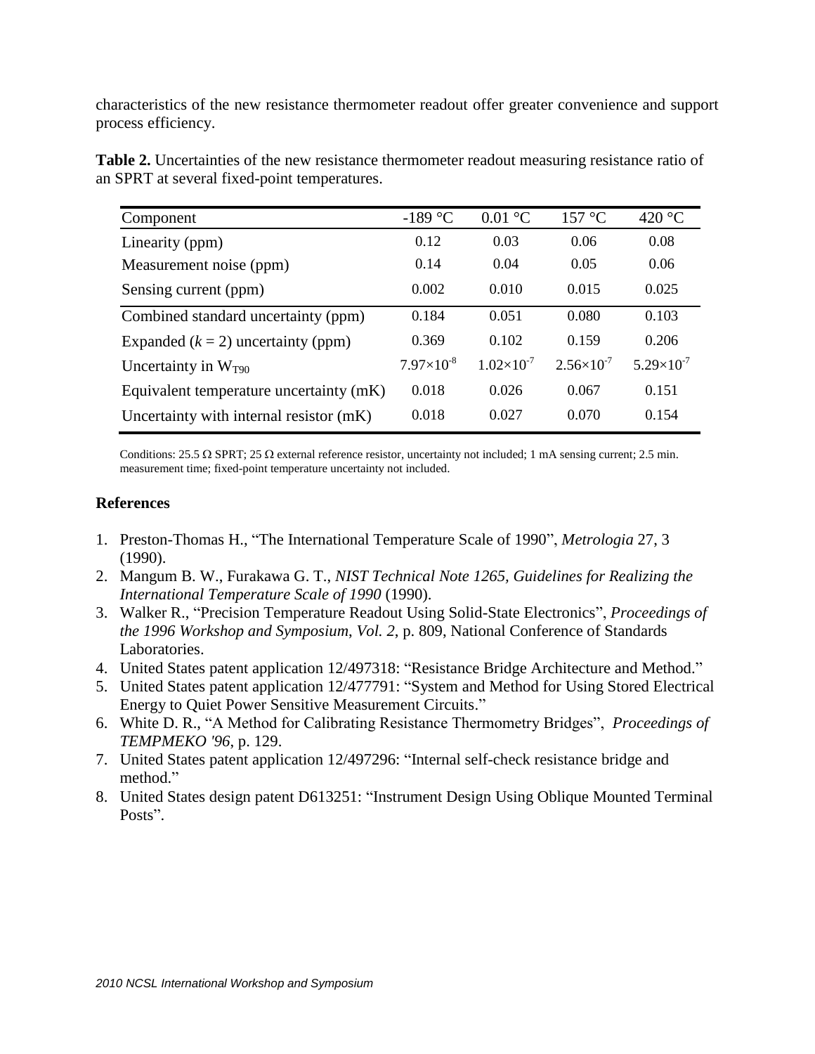characteristics of the new resistance thermometer readout offer greater convenience and support process efficiency.

**Table 2.** Uncertainties of the new resistance thermometer readout measuring resistance ratio of an SPRT at several fixed-point temperatures.

| Component | -189 °C | 0.01 °C | 157 °C | 420 °C |
| --- | --- | --- | --- | --- |
| Linearity (ppm) | 0.12 | 0.03 | 0.06 | 0.08 |
| Measurement noise (ppm) | 0.14 | 0.04 | 0.05 | 0.06 |
| Sensing current (ppm) | 0.002 | 0.010 | 0.015 | 0.025 |
| Combined standard uncertainty (ppm) | 0.184 | 0.051 | 0.080 | 0.103 |
| Expanded ($k$ = 2) uncertainty (ppm) | 0.369 | 0.102 | 0.159 | 0.206 |
| Uncertainty in $W_{T90}$ | $7.97\times10^{-8}$ | $1.02\times10^{-7}$ | $2.56\times10^{-7}$ | $5.29\times10^{-7}$ |
| Equivalent temperature uncertainty (mK) | 0.018 | 0.026 | 0.067 | 0.151 |
| Uncertainty with internal resistor (mK) | 0.018 | 0.027 | 0.070 | 0.154 |

Conditions: 25.5 Ω SPRT; 25 Ω external reference resistor, uncertainty not included; 1 mA sensing current; 2.5 min. measurement time; fixed-point temperature uncertainty not included.

### References

1. Preston-Thomas H., "The International Temperature Scale of 1990", *Metrologia* 27, 3 (1990).
2. Mangum B. W., Furakawa G. T., *NIST Technical Note 1265, Guidelines for Realizing the International Temperature Scale of 1990* (1990).
3. Walker R., "Precision Temperature Readout Using Solid-State Electronics", *Proceedings of the 1996 Workshop and Symposium, Vol. 2*, p. 809, National Conference of Standards Laboratories.
4. United States patent application 12/497318: "Resistance Bridge Architecture and Method."
5. United States patent application 12/477791: "System and Method for Using Stored Electrical Energy to Quiet Power Sensitive Measurement Circuits."
6. White D. R., "A Method for Calibrating Resistance Thermometry Bridges", *Proceedings of TEMPMEKO '96*, p. 129.
7. United States patent application 12/497296: "Internal self-check resistance bridge and method."
8. United States design patent D613251: "Instrument Design Using Oblique Mounted Terminal Posts".